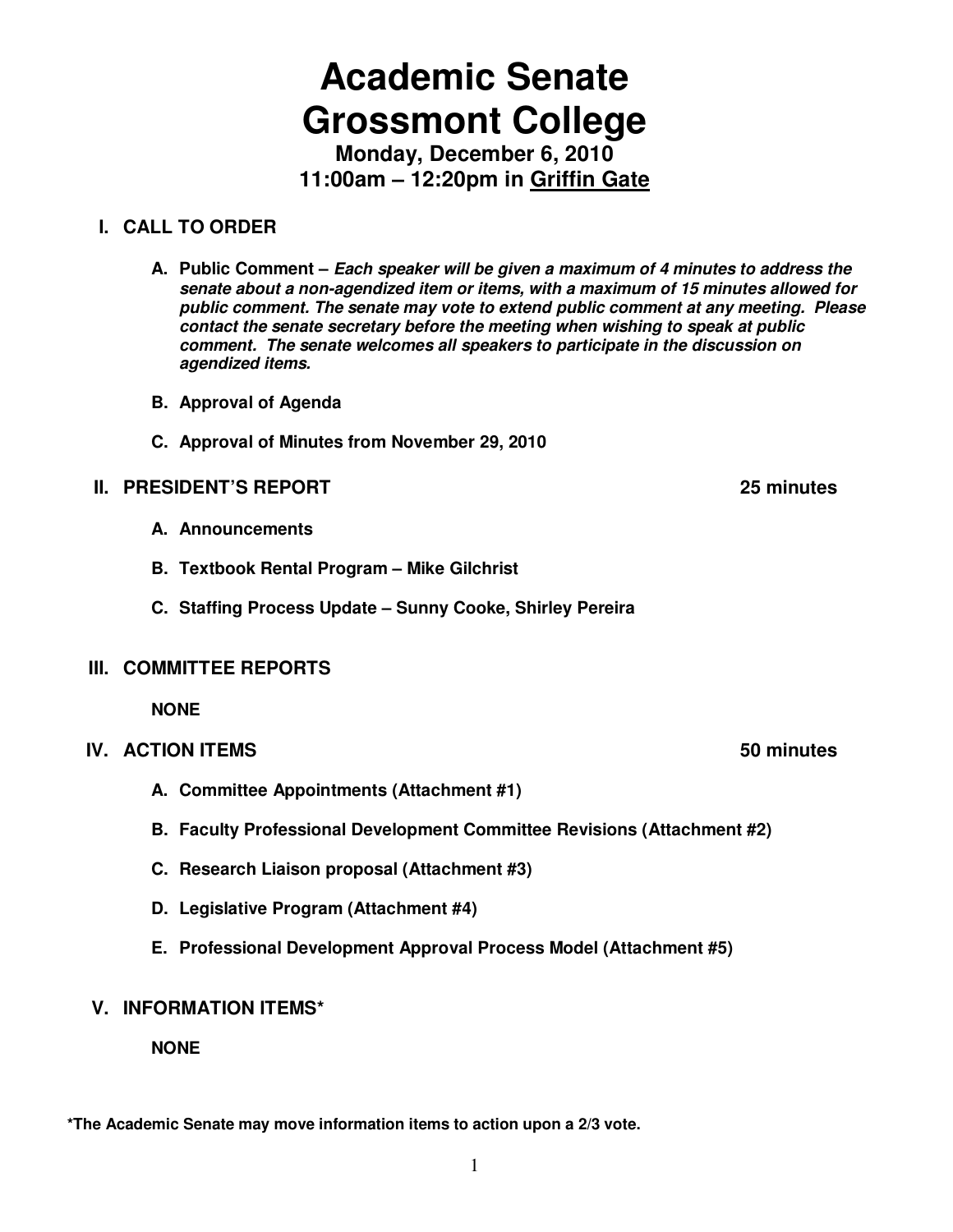# Academic Senate
# Grossmont College

**Monday, December 6, 2010**
**11:00am – 12:20pm in Griffin Gate**

## I. CALL TO ORDER

**A. Public Comment –** ***Each speaker will be given a maximum of 4 minutes to address the senate about a non-agendized item or items, with a maximum of 15 minutes allowed for public comment. The senate may vote to extend public comment at any meeting. Please contact the senate secretary before the meeting when wishing to speak at public comment. The senate welcomes all speakers to participate in the discussion on agendized items.***

**B. Approval of Agenda**

**C. Approval of Minutes from November 29, 2010**

## II. PRESIDENT'S REPORT — 25 minutes

**A. Announcements**

**B. Textbook Rental Program – Mike Gilchrist**

**C. Staffing Process Update – Sunny Cooke, Shirley Pereira**

## III. COMMITTEE REPORTS

**NONE**

## IV. ACTION ITEMS — 50 minutes

**A. Committee Appointments (Attachment #1)**

**B. Faculty Professional Development Committee Revisions (Attachment #2)**

**C. Research Liaison proposal (Attachment #3)**

**D. Legislative Program (Attachment #4)**

**E. Professional Development Approval Process Model (Attachment #5)**

## V. INFORMATION ITEMS*

**NONE**

**\*The Academic Senate may move information items to action upon a 2/3 vote.**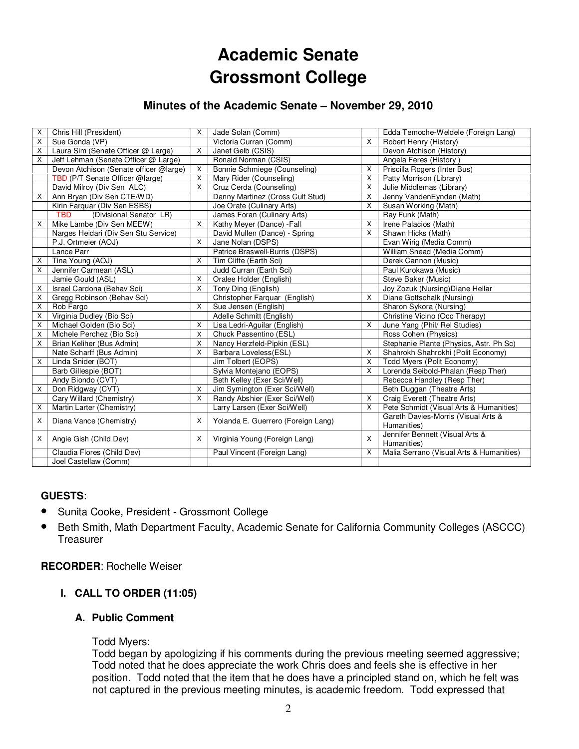# Academic Senate
# Grossmont College

## Minutes of the Academic Senate – November 29, 2010

| | | | | | |
|---|---|---|---|---|---|
| X | Chris Hill (President) | X | Jade Solan (Comm) | | Edda Temoche-Weldele (Foreign Lang) |
| X | Sue Gonda (VP) | | Victoria Curran (Comm) | X | Robert Henry (History) |
| X | Laura Sim (Senate Officer @ Large) | X | Janet Gelb (CSIS) | | Devon Atchison (History) |
| X | Jeff Lehman (Senate Officer @ Large) | | Ronald Norman (CSIS) | | Angela Feres (History ) |
| | Devon Atchison (Senate officer @large) | X | Bonnie Schmiege (Counseling) | X | Priscilla Rogers (Inter Bus) |
| | TBD (P/T Senate Officer @large) | X | Mary Rider (Counseling) | X | Patty Morrison (Library) |
| | David Milroy (Div Sen ALC) | X | Cruz Cerda (Counseling) | X | Julie Middlemas (Library) |
| X | Ann Bryan (Div Sen CTE/WD) | | Danny Martinez (Cross Cult Stud) | X | Jenny VandenEynden (Math) |
| | Kirin Farquar (Div Sen ESBS) | | Joe Orate (Culinary Arts) | X | Susan Working (Math) |
| | TBD (Divisional Senator LR) | | James Foran (Culinary Arts) | | Ray Funk (Math) |
| X | Mike Lambe (Div Sen MEEW) | X | Kathy Meyer (Dance) -Fall | X | Irene Palacios (Math) |
| | Narges Heidari (Div Sen Stu Service) | | David Mullen (Dance) - Spring | X | Shawn Hicks (Math) |
| | P.J. Ortmeier (AOJ) | X | Jane Nolan (DSPS) | | Evan Wirig (Media Comm) |
| | Lance Parr | | Patrice Braswell-Burris (DSPS) | | William Snead (Media Comm) |
| X | Tina Young (AOJ) | X | Tim Cliffe (Earth Sci) | | Derek Cannon (Music) |
| X | Jennifer Carmean (ASL) | | Judd Curran (Earth Sci) | | Paul Kurokawa (Music) |
| | Jamie Gould (ASL) | X | Oralee Holder (English) | | Steve Baker (Music) |
| X | Israel Cardona (Behav Sci) | X | Tony Ding (English) | | Joy Zozuk (Nursing)Diane Hellar |
| X | Gregg Robinson (Behav Sci) | | Christopher Farquar (English) | X | Diane Gottschalk (Nursing) |
| X | Rob Fargo | X | Sue Jensen (English) | | Sharon Sykora (Nursing) |
| X | Virginia Dudley (Bio Sci) | | Adelle Schmitt (English) | | Christine Vicino (Occ Therapy) |
| X | Michael Golden (Bio Sci) | X | Lisa Ledri-Aguilar (English) | X | June Yang (Phil/ Rel Studies) |
| X | Michele Perchez (Bio Sci) | X | Chuck Passentino (ESL) | | Ross Cohen (Physics) |
| X | Brian Keliher (Bus Admin) | X | Nancy Herzfeld-Pipkin (ESL) | | Stephanie Plante (Physics, Astr. Ph Sc) |
| | Nate Scharff (Bus Admin) | X | Barbara Loveless(ESL) | X | Shahrokh Shahrokhi (Polit Economy) |
| X | Linda Snider (BOT) | X | Jim Tolbert (EOPS) | X | Todd Myers (Polit Economy) |
| | Barb Gillespie (BOT) | | Sylvia Montejano (EOPS) | X | Lorenda Seibold-Phalan (Resp Ther) |
| | Andy Biondo (CVT) | | Beth Kelley (Exer Sci/Well) | | Rebecca Handley (Resp Ther) |
| X | Don Ridgway (CVT) | X | Jim Symington (Exer Sci/Well) | | Beth Duggan (Theatre Arts) |
| | Cary Willard (Chemistry) | X | Randy Abshier (Exer Sci/Well) | X | Craig Everett (Theatre Arts) |
| X | Martin Larter (Chemistry) | | Larry Larsen (Exer Sci/Well) | X | Pete Schmidt (Visual Arts & Humanities) |
| X | Diana Vance (Chemistry) | X | Yolanda E. Guerrero (Foreign Lang) | | Gareth Davies-Morris (Visual Arts & Humanities) |
| X | Angie Gish (Child Dev) | X | Virginia Young (Foreign Lang) | X | Jennifer Bennett (Visual Arts & Humanities) |
| | Claudia Flores (Child Dev) | | Paul Vincent (Foreign Lang) | X | Malia Serrano (Visual Arts & Humanities) |
| | Joel Castellaw (Comm) | | | | |

**GUESTS**:

- Sunita Cooke, President - Grossmont College
- Beth Smith, Math Department Faculty, Academic Senate for California Community Colleges (ASCCC) Treasurer

**RECORDER**: Rochelle Weiser

### I. CALL TO ORDER (11:05)

#### A. Public Comment

Todd Myers:
Todd began by apologizing if his comments during the previous meeting seemed aggressive; Todd noted that he does appreciate the work Chris does and feels she is effective in her position. Todd noted that the item that he does have a principled stand on, which he felt was not captured in the previous meeting minutes, is academic freedom. Todd expressed that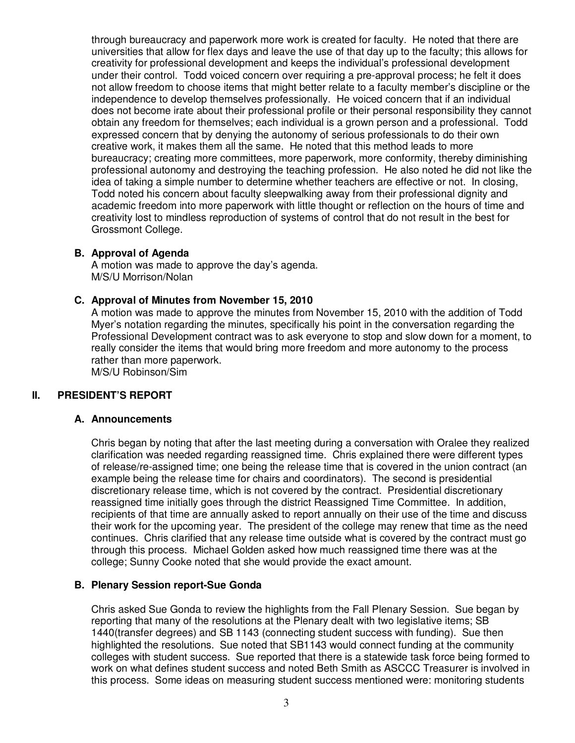through bureaucracy and paperwork more work is created for faculty. He noted that there are universities that allow for flex days and leave the use of that day up to the faculty; this allows for creativity for professional development and keeps the individual's professional development under their control. Todd voiced concern over requiring a pre-approval process; he felt it does not allow freedom to choose items that might better relate to a faculty member's discipline or the independence to develop themselves professionally. He voiced concern that if an individual does not become irate about their professional profile or their personal responsibility they cannot obtain any freedom for themselves; each individual is a grown person and a professional. Todd expressed concern that by denying the autonomy of serious professionals to do their own creative work, it makes them all the same. He noted that this method leads to more bureaucracy; creating more committees, more paperwork, more conformity, thereby diminishing professional autonomy and destroying the teaching profession. He also noted he did not like the idea of taking a simple number to determine whether teachers are effective or not. In closing, Todd noted his concern about faculty sleepwalking away from their professional dignity and academic freedom into more paperwork with little thought or reflection on the hours of time and creativity lost to mindless reproduction of systems of control that do not result in the best for Grossmont College.

### B. Approval of Agenda

A motion was made to approve the day's agenda.
M/S/U Morrison/Nolan

### C. Approval of Minutes from November 15, 2010

A motion was made to approve the minutes from November 15, 2010 with the addition of Todd Myer's notation regarding the minutes, specifically his point in the conversation regarding the Professional Development contract was to ask everyone to stop and slow down for a moment, to really consider the items that would bring more freedom and more autonomy to the process rather than more paperwork.
M/S/U Robinson/Sim

## II. PRESIDENT'S REPORT

### A. Announcements

Chris began by noting that after the last meeting during a conversation with Oralee they realized clarification was needed regarding reassigned time. Chris explained there were different types of release/re-assigned time; one being the release time that is covered in the union contract (an example being the release time for chairs and coordinators). The second is presidential discretionary release time, which is not covered by the contract. Presidential discretionary reassigned time initially goes through the district Reassigned Time Committee. In addition, recipients of that time are annually asked to report annually on their use of the time and discuss their work for the upcoming year. The president of the college may renew that time as the need continues. Chris clarified that any release time outside what is covered by the contract must go through this process. Michael Golden asked how much reassigned time there was at the college; Sunny Cooke noted that she would provide the exact amount.

### B. Plenary Session report-Sue Gonda

Chris asked Sue Gonda to review the highlights from the Fall Plenary Session. Sue began by reporting that many of the resolutions at the Plenary dealt with two legislative items; SB 1440(transfer degrees) and SB 1143 (connecting student success with funding). Sue then highlighted the resolutions. Sue noted that SB1143 would connect funding at the community colleges with student success. Sue reported that there is a statewide task force being formed to work on what defines student success and noted Beth Smith as ASCCC Treasurer is involved in this process. Some ideas on measuring student success mentioned were: monitoring students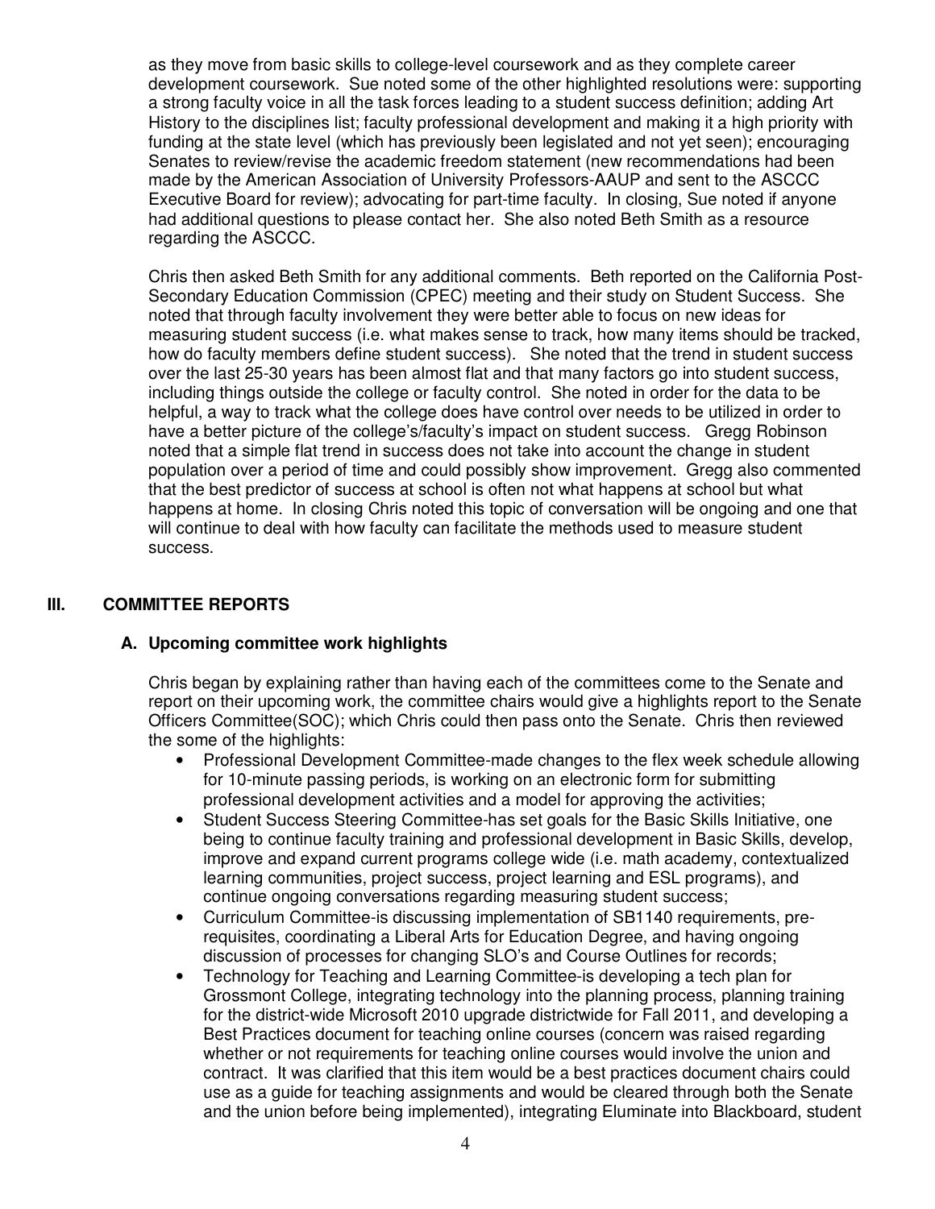as they move from basic skills to college-level coursework and as they complete career development coursework. Sue noted some of the other highlighted resolutions were: supporting a strong faculty voice in all the task forces leading to a student success definition; adding Art History to the disciplines list; faculty professional development and making it a high priority with funding at the state level (which has previously been legislated and not yet seen); encouraging Senates to review/revise the academic freedom statement (new recommendations had been made by the American Association of University Professors-AAUP and sent to the ASCCC Executive Board for review); advocating for part-time faculty. In closing, Sue noted if anyone had additional questions to please contact her. She also noted Beth Smith as a resource regarding the ASCCC.

Chris then asked Beth Smith for any additional comments. Beth reported on the California Post-Secondary Education Commission (CPEC) meeting and their study on Student Success. She noted that through faculty involvement they were better able to focus on new ideas for measuring student success (i.e. what makes sense to track, how many items should be tracked, how do faculty members define student success). She noted that the trend in student success over the last 25-30 years has been almost flat and that many factors go into student success, including things outside the college or faculty control. She noted in order for the data to be helpful, a way to track what the college does have control over needs to be utilized in order to have a better picture of the college's/faculty's impact on student success. Gregg Robinson noted that a simple flat trend in success does not take into account the change in student population over a period of time and could possibly show improvement. Gregg also commented that the best predictor of success at school is often not what happens at school but what happens at home. In closing Chris noted this topic of conversation will be ongoing and one that will continue to deal with how faculty can facilitate the methods used to measure student success.

## III. COMMITTEE REPORTS

### A. Upcoming committee work highlights

Chris began by explaining rather than having each of the committees come to the Senate and report on their upcoming work, the committee chairs would give a highlights report to the Senate Officers Committee(SOC); which Chris could then pass onto the Senate. Chris then reviewed the some of the highlights:

- Professional Development Committee-made changes to the flex week schedule allowing for 10-minute passing periods, is working on an electronic form for submitting professional development activities and a model for approving the activities;
- Student Success Steering Committee-has set goals for the Basic Skills Initiative, one being to continue faculty training and professional development in Basic Skills, develop, improve and expand current programs college wide (i.e. math academy, contextualized learning communities, project success, project learning and ESL programs), and continue ongoing conversations regarding measuring student success;
- Curriculum Committee-is discussing implementation of SB1140 requirements, pre-requisites, coordinating a Liberal Arts for Education Degree, and having ongoing discussion of processes for changing SLO's and Course Outlines for records;
- Technology for Teaching and Learning Committee-is developing a tech plan for Grossmont College, integrating technology into the planning process, planning training for the district-wide Microsoft 2010 upgrade districtwide for Fall 2011, and developing a Best Practices document for teaching online courses (concern was raised regarding whether or not requirements for teaching online courses would involve the union and contract. It was clarified that this item would be a best practices document chairs could use as a guide for teaching assignments and would be cleared through both the Senate and the union before being implemented), integrating Eluminate into Blackboard, student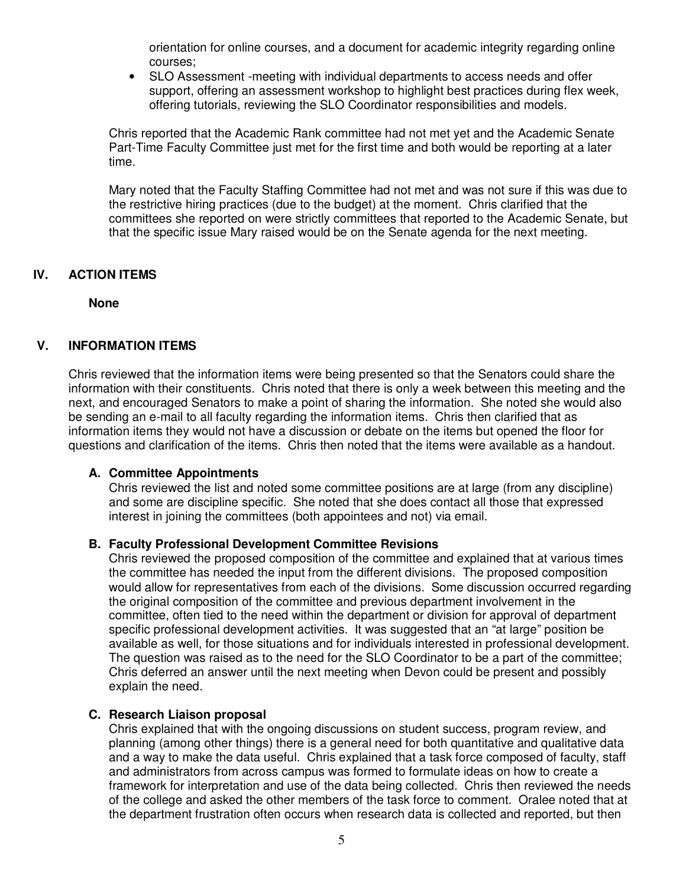orientation for online courses, and a document for academic integrity regarding online courses;

- SLO Assessment -meeting with individual departments to access needs and offer support, offering an assessment workshop to highlight best practices during flex week, offering tutorials, reviewing the SLO Coordinator responsibilities and models.

Chris reported that the Academic Rank committee had not met yet and the Academic Senate Part-Time Faculty Committee just met for the first time and both would be reporting at a later time.

Mary noted that the Faculty Staffing Committee had not met and was not sure if this was due to the restrictive hiring practices (due to the budget) at the moment. Chris clarified that the committees she reported on were strictly committees that reported to the Academic Senate, but that the specific issue Mary raised would be on the Senate agenda for the next meeting.

## IV. ACTION ITEMS

**None**

## V. INFORMATION ITEMS

Chris reviewed that the information items were being presented so that the Senators could share the information with their constituents. Chris noted that there is only a week between this meeting and the next, and encouraged Senators to make a point of sharing the information. She noted she would also be sending an e-mail to all faculty regarding the information items. Chris then clarified that as information items they would not have a discussion or debate on the items but opened the floor for questions and clarification of the items. Chris then noted that the items were available as a handout.

### A. Committee Appointments

Chris reviewed the list and noted some committee positions are at large (from any discipline) and some are discipline specific. She noted that she does contact all those that expressed interest in joining the committees (both appointees and not) via email.

### B. Faculty Professional Development Committee Revisions

Chris reviewed the proposed composition of the committee and explained that at various times the committee has needed the input from the different divisions. The proposed composition would allow for representatives from each of the divisions. Some discussion occurred regarding the original composition of the committee and previous department involvement in the committee, often tied to the need within the department or division for approval of department specific professional development activities. It was suggested that an "at large" position be available as well, for those situations and for individuals interested in professional development. The question was raised as to the need for the SLO Coordinator to be a part of the committee; Chris deferred an answer until the next meeting when Devon could be present and possibly explain the need.

### C. Research Liaison proposal

Chris explained that with the ongoing discussions on student success, program review, and planning (among other things) there is a general need for both quantitative and qualitative data and a way to make the data useful. Chris explained that a task force composed of faculty, staff and administrators from across campus was formed to formulate ideas on how to create a framework for interpretation and use of the data being collected. Chris then reviewed the needs of the college and asked the other members of the task force to comment. Oralee noted that at the department frustration often occurs when research data is collected and reported, but then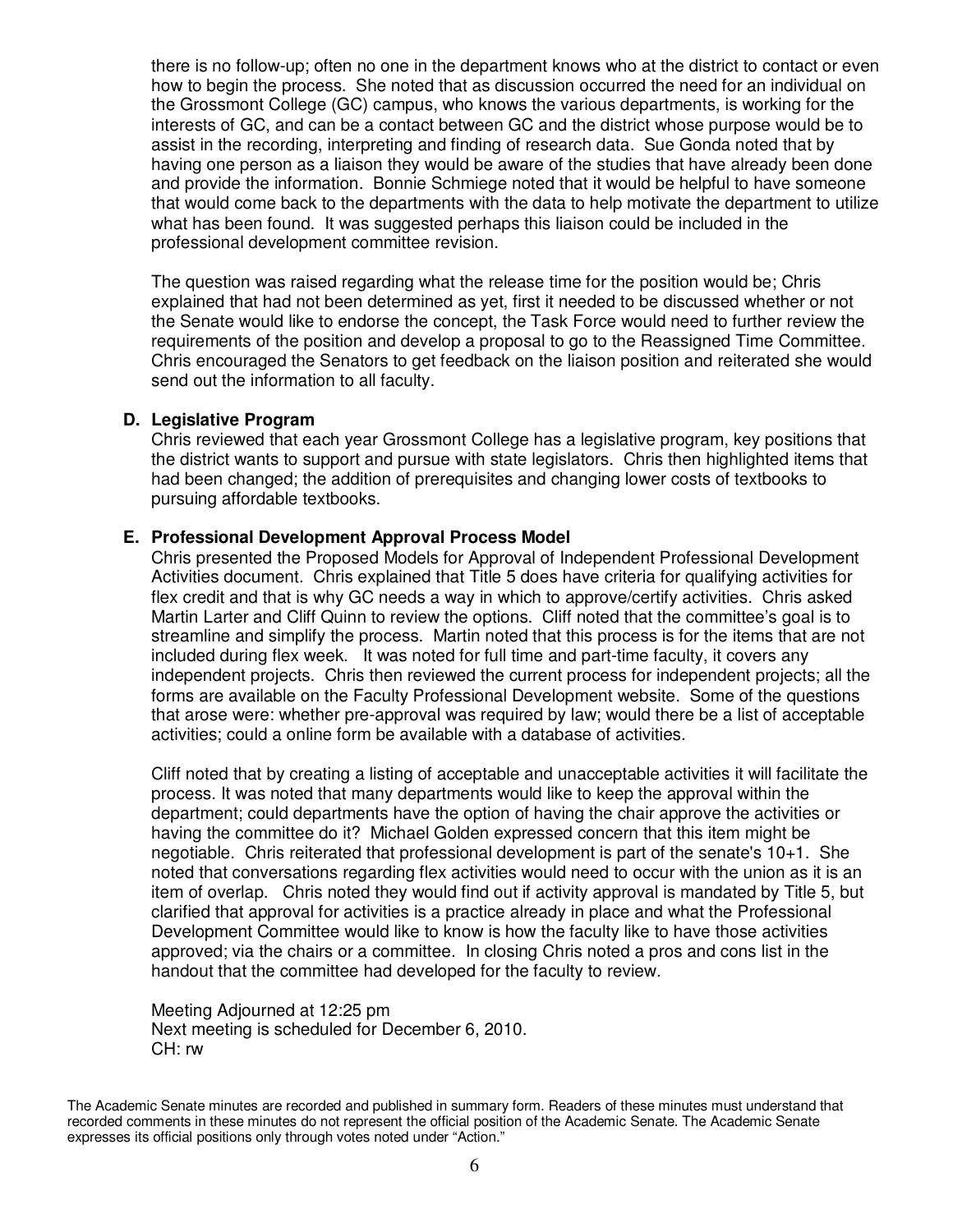there is no follow-up; often no one in the department knows who at the district to contact or even how to begin the process. She noted that as discussion occurred the need for an individual on the Grossmont College (GC) campus, who knows the various departments, is working for the interests of GC, and can be a contact between GC and the district whose purpose would be to assist in the recording, interpreting and finding of research data. Sue Gonda noted that by having one person as a liaison they would be aware of the studies that have already been done and provide the information. Bonnie Schmiege noted that it would be helpful to have someone that would come back to the departments with the data to help motivate the department to utilize what has been found. It was suggested perhaps this liaison could be included in the professional development committee revision.

The question was raised regarding what the release time for the position would be; Chris explained that had not been determined as yet, first it needed to be discussed whether or not the Senate would like to endorse the concept, the Task Force would need to further review the requirements of the position and develop a proposal to go to the Reassigned Time Committee. Chris encouraged the Senators to get feedback on the liaison position and reiterated she would send out the information to all faculty.

**D. Legislative Program**

Chris reviewed that each year Grossmont College has a legislative program, key positions that the district wants to support and pursue with state legislators. Chris then highlighted items that had been changed; the addition of prerequisites and changing lower costs of textbooks to pursuing affordable textbooks.

**E. Professional Development Approval Process Model**

Chris presented the Proposed Models for Approval of Independent Professional Development Activities document. Chris explained that Title 5 does have criteria for qualifying activities for flex credit and that is why GC needs a way in which to approve/certify activities. Chris asked Martin Larter and Cliff Quinn to review the options. Cliff noted that the committee's goal is to streamline and simplify the process. Martin noted that this process is for the items that are not included during flex week. It was noted for full time and part-time faculty, it covers any independent projects. Chris then reviewed the current process for independent projects; all the forms are available on the Faculty Professional Development website. Some of the questions that arose were: whether pre-approval was required by law; would there be a list of acceptable activities; could a online form be available with a database of activities.

Cliff noted that by creating a listing of acceptable and unacceptable activities it will facilitate the process. It was noted that many departments would like to keep the approval within the department; could departments have the option of having the chair approve the activities or having the committee do it? Michael Golden expressed concern that this item might be negotiable. Chris reiterated that professional development is part of the senate's 10+1. She noted that conversations regarding flex activities would need to occur with the union as it is an item of overlap. Chris noted they would find out if activity approval is mandated by Title 5, but clarified that approval for activities is a practice already in place and what the Professional Development Committee would like to know is how the faculty like to have those activities approved; via the chairs or a committee. In closing Chris noted a pros and cons list in the handout that the committee had developed for the faculty to review.

Meeting Adjourned at 12:25 pm
Next meeting is scheduled for December 6, 2010.
CH: rw

The Academic Senate minutes are recorded and published in summary form. Readers of these minutes must understand that recorded comments in these minutes do not represent the official position of the Academic Senate. The Academic Senate expresses its official positions only through votes noted under "Action."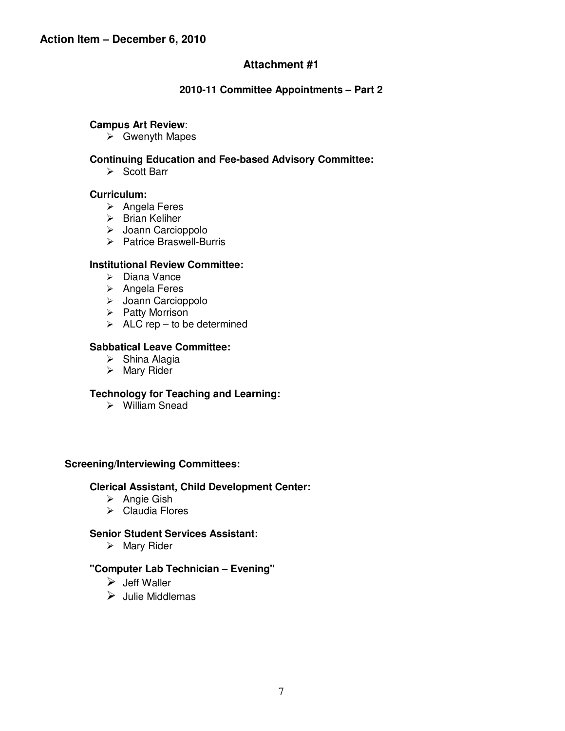**Action Item – December 6, 2010**

## Attachment #1

### 2010-11 Committee Appointments – Part 2

**Campus Art Review**:
- Gwenyth Mapes

**Continuing Education and Fee-based Advisory Committee:**
- Scott Barr

**Curriculum:**
- Angela Feres
- Brian Keliher
- Joann Carcioppolo
- Patrice Braswell-Burris

**Institutional Review Committee:**
- Diana Vance
- Angela Feres
- Joann Carcioppolo
- Patty Morrison
- ALC rep – to be determined

**Sabbatical Leave Committee:**
- Shina Alagia
- Mary Rider

**Technology for Teaching and Learning:**
- William Snead

**Screening/Interviewing Committees:**

**Clerical Assistant, Child Development Center:**
- Angie Gish
- Claudia Flores

**Senior Student Services Assistant:**
- Mary Rider

**"Computer Lab Technician – Evening"**
- Jeff Waller
- Julie Middlemas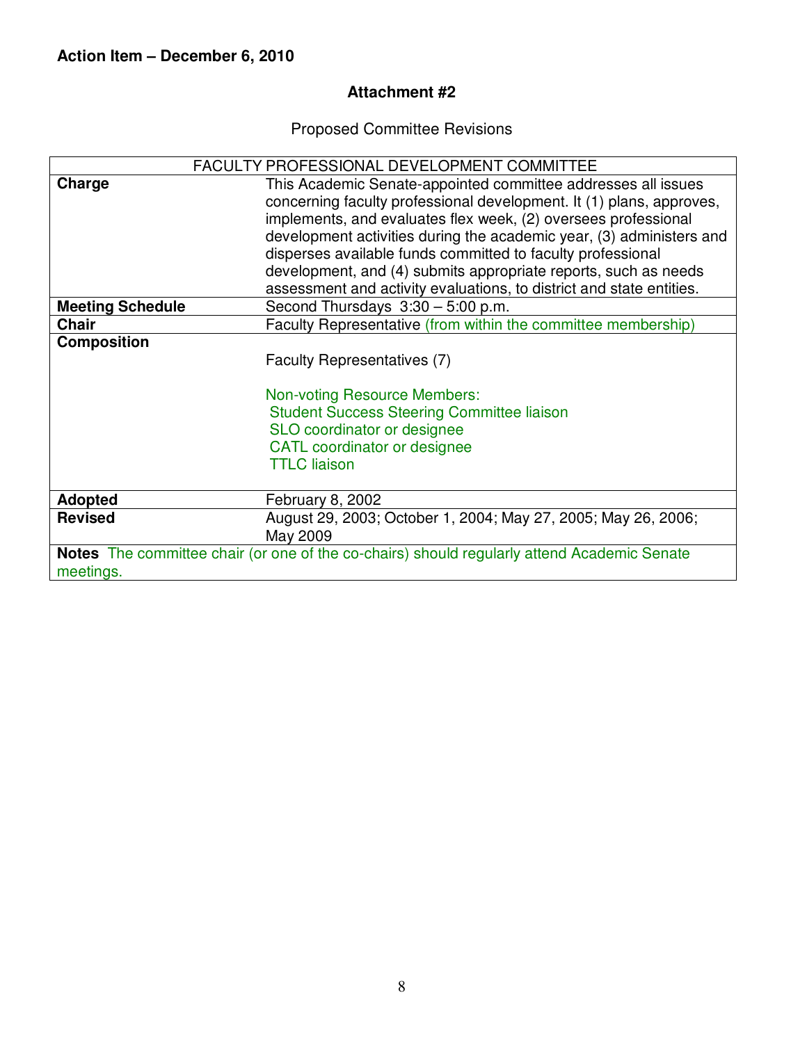**Action Item – December 6, 2010**

**Attachment #2**

Proposed Committee Revisions

| FACULTY PROFESSIONAL DEVELOPMENT COMMITTEE | |
|---|---|
| **Charge** | This Academic Senate-appointed committee addresses all issues concerning faculty professional development. It (1) plans, approves, implements, and evaluates flex week, (2) oversees professional development activities during the academic year, (3) administers and disperses available funds committed to faculty professional development, and (4) submits appropriate reports, such as needs assessment and activity evaluations, to district and state entities. |
| **Meeting Schedule** | Second Thursdays 3:30 – 5:00 p.m. |
| **Chair** | Faculty Representative (from within the committee membership) |
| **Composition** | Faculty Representatives (7)<br><br>Non-voting Resource Members:<br>Student Success Steering Committee liaison<br>SLO coordinator or designee<br>CATL coordinator or designee<br>TTLC liaison |
| **Adopted** | February 8, 2002 |
| **Revised** | August 29, 2003; October 1, 2004; May 27, 2005; May 26, 2006; May 2009 |
| **Notes** The committee chair (or one of the co-chairs) should regularly attend Academic Senate meetings. | |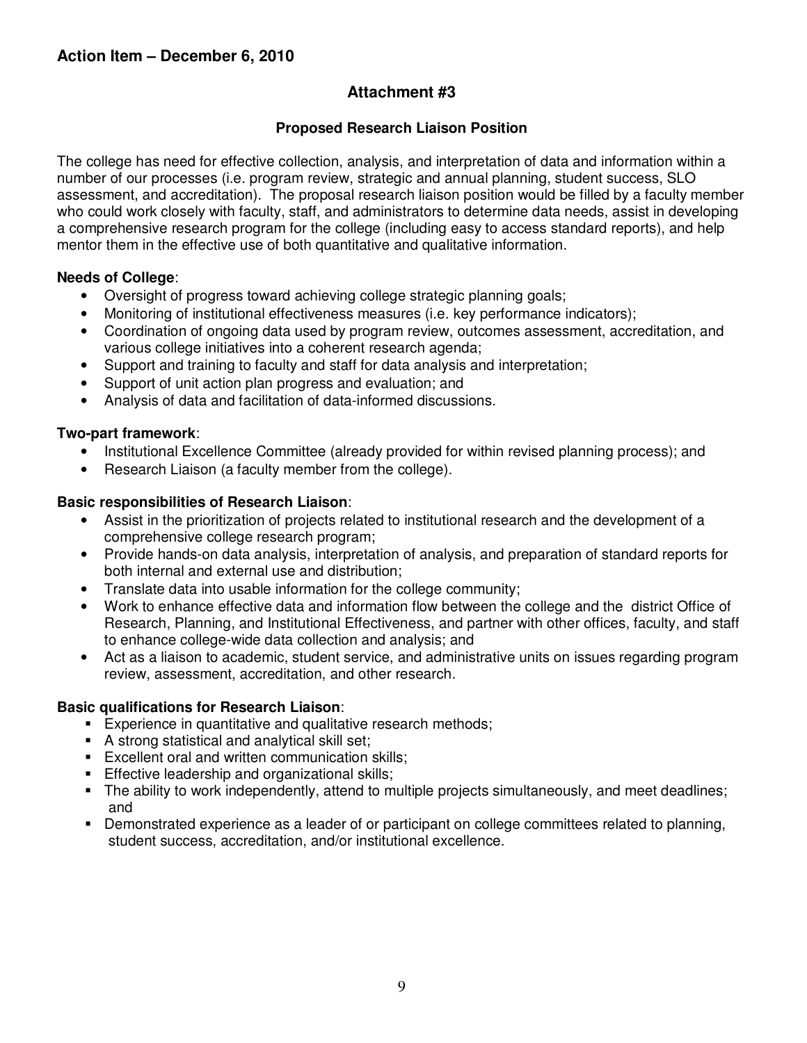## Action Item – December 6, 2010

### Attachment #3

#### Proposed Research Liaison Position

The college has need for effective collection, analysis, and interpretation of data and information within a number of our processes (i.e. program review, strategic and annual planning, student success, SLO assessment, and accreditation). The proposal research liaison position would be filled by a faculty member who could work closely with faculty, staff, and administrators to determine data needs, assist in developing a comprehensive research program for the college (including easy to access standard reports), and help mentor them in the effective use of both quantitative and qualitative information.

**Needs of College**:

- Oversight of progress toward achieving college strategic planning goals;
- Monitoring of institutional effectiveness measures (i.e. key performance indicators);
- Coordination of ongoing data used by program review, outcomes assessment, accreditation, and various college initiatives into a coherent research agenda;
- Support and training to faculty and staff for data analysis and interpretation;
- Support of unit action plan progress and evaluation; and
- Analysis of data and facilitation of data-informed discussions.

**Two-part framework**:

- Institutional Excellence Committee (already provided for within revised planning process); and
- Research Liaison (a faculty member from the college).

**Basic responsibilities of Research Liaison**:

- Assist in the prioritization of projects related to institutional research and the development of a comprehensive college research program;
- Provide hands-on data analysis, interpretation of analysis, and preparation of standard reports for both internal and external use and distribution;
- Translate data into usable information for the college community;
- Work to enhance effective data and information flow between the college and the district Office of Research, Planning, and Institutional Effectiveness, and partner with other offices, faculty, and staff to enhance college-wide data collection and analysis; and
- Act as a liaison to academic, student service, and administrative units on issues regarding program review, assessment, accreditation, and other research.

**Basic qualifications for Research Liaison**:

- Experience in quantitative and qualitative research methods;
- A strong statistical and analytical skill set;
- Excellent oral and written communication skills;
- Effective leadership and organizational skills;
- The ability to work independently, attend to multiple projects simultaneously, and meet deadlines; and
- Demonstrated experience as a leader of or participant on college committees related to planning, student success, accreditation, and/or institutional excellence.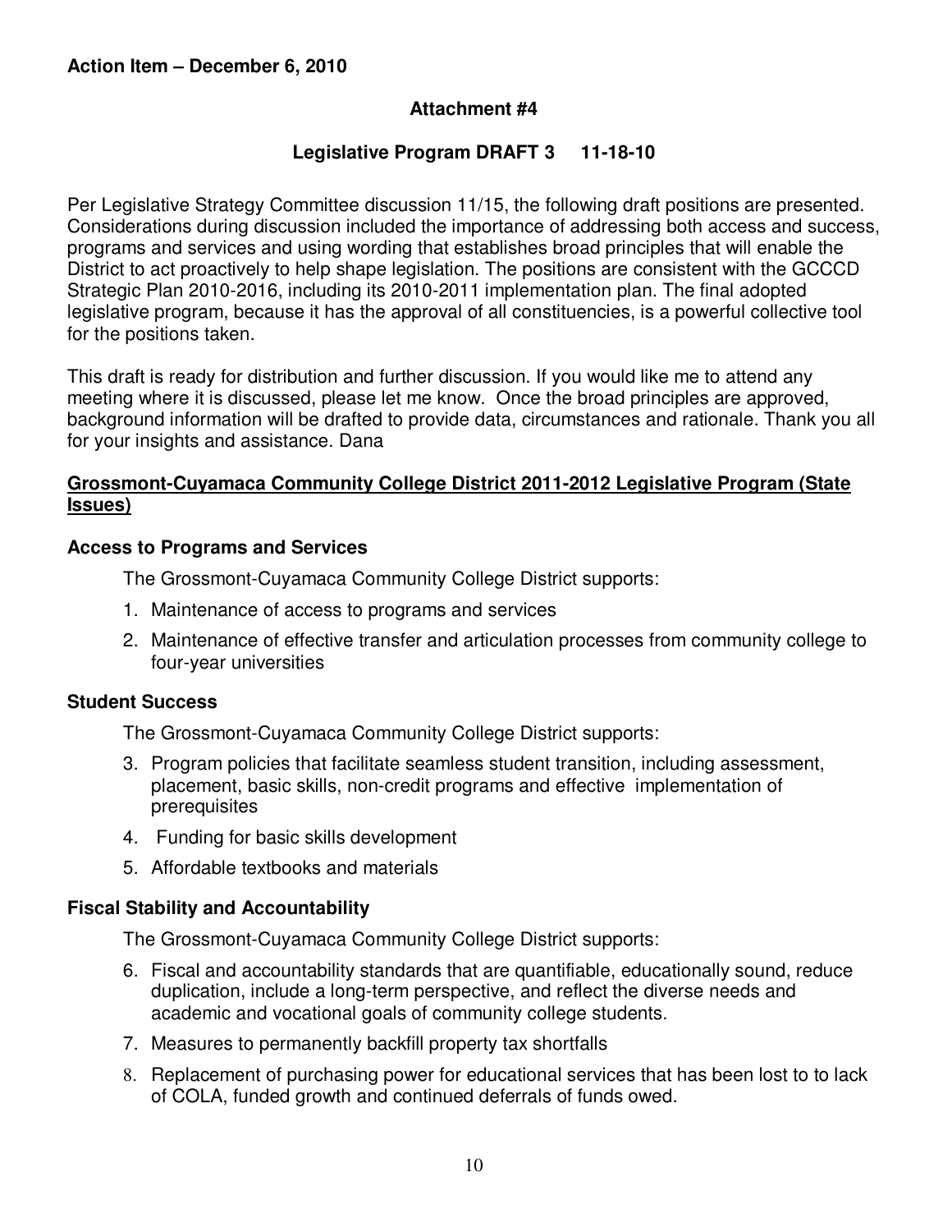**Action Item – December 6, 2010**

**Attachment #4**

**Legislative Program DRAFT 3 11-18-10**

Per Legislative Strategy Committee discussion 11/15, the following draft positions are presented. Considerations during discussion included the importance of addressing both access and success, programs and services and using wording that establishes broad principles that will enable the District to act proactively to help shape legislation. The positions are consistent with the GCCCD Strategic Plan 2010-2016, including its 2010-2011 implementation plan. The final adopted legislative program, because it has the approval of all constituencies, is a powerful collective tool for the positions taken.

This draft is ready for distribution and further discussion. If you would like me to attend any meeting where it is discussed, please let me know. Once the broad principles are approved, background information will be drafted to provide data, circumstances and rationale. Thank you all for your insights and assistance. Dana

## Grossmont-Cuyamaca Community College District 2011-2012 Legislative Program (State Issues)

### Access to Programs and Services

The Grossmont-Cuyamaca Community College District supports:

1. Maintenance of access to programs and services
2. Maintenance of effective transfer and articulation processes from community college to four-year universities

### Student Success

The Grossmont-Cuyamaca Community College District supports:

3. Program policies that facilitate seamless student transition, including assessment, placement, basic skills, non-credit programs and effective implementation of prerequisites
4. Funding for basic skills development
5. Affordable textbooks and materials

### Fiscal Stability and Accountability

The Grossmont-Cuyamaca Community College District supports:

6. Fiscal and accountability standards that are quantifiable, educationally sound, reduce duplication, include a long-term perspective, and reflect the diverse needs and academic and vocational goals of community college students.
7. Measures to permanently backfill property tax shortfalls
8. Replacement of purchasing power for educational services that has been lost to to lack of COLA, funded growth and continued deferrals of funds owed.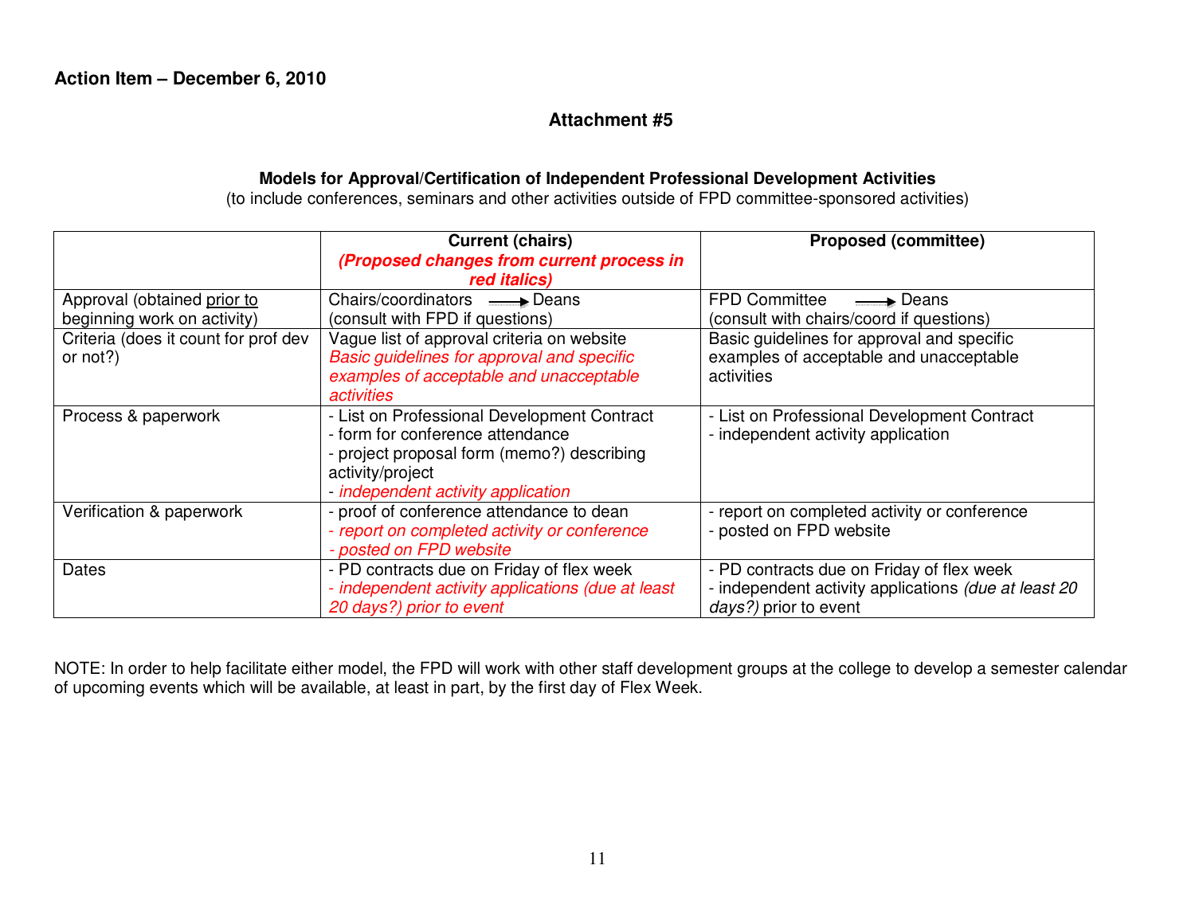**Action Item – December 6, 2010**

## Attachment #5

**Models for Approval/Certification of Independent Professional Development Activities**
(to include conferences, seminars and other activities outside of FPD committee-sponsored activities)

| | **Current (chairs)** ***(Proposed changes from current process in red italics)*** | **Proposed (committee)** |
|---|---|---|
| Approval (obtained prior to beginning work on activity) | Chairs/coordinators → Deans (consult with FPD if questions) | FPD Committee → Deans (consult with chairs/coord if questions) |
| Criteria (does it count for prof dev or not?) | Vague list of approval criteria on website *Basic guidelines for approval and specific examples of acceptable and unacceptable activities* | Basic guidelines for approval and specific examples of acceptable and unacceptable activities |
| Process & paperwork | - List on Professional Development Contract<br>- form for conference attendance<br>- project proposal form (memo?) describing activity/project<br>- *independent activity application* | - List on Professional Development Contract<br>- independent activity application |
| Verification & paperwork | - proof of conference attendance to dean<br>*- report on completed activity or conference*<br>*- posted on FPD website* | - report on completed activity or conference<br>- posted on FPD website |
| Dates | - PD contracts due on Friday of flex week<br>*- independent activity applications (due at least 20 days?) prior to event* | - PD contracts due on Friday of flex week<br>- independent activity applications *(due at least 20 days?)* prior to event |

NOTE: In order to help facilitate either model, the FPD will work with other staff development groups at the college to develop a semester calendar of upcoming events which will be available, at least in part, by the first day of Flex Week.